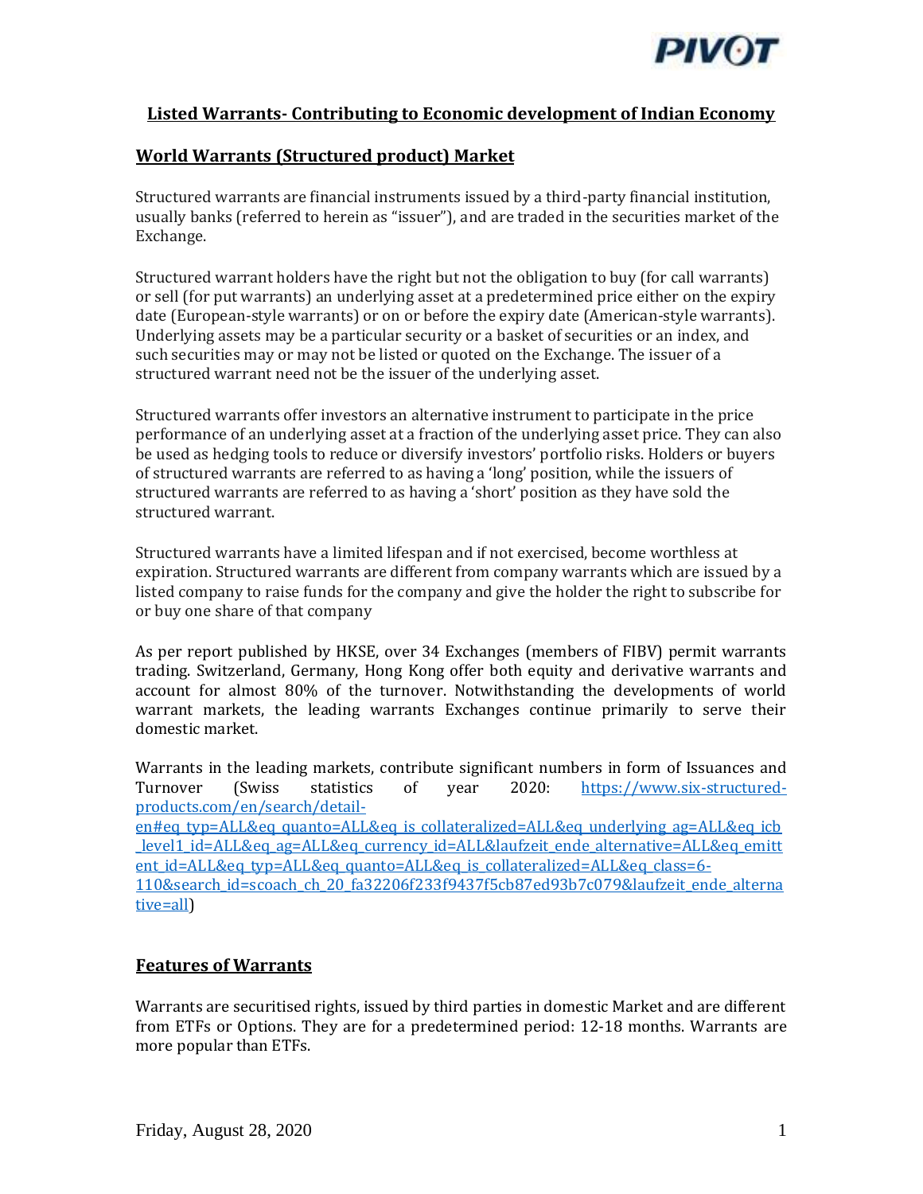# Listed Warrants- Contributing to Economic development of Indian Economy

## World Warrants (Structured product) Market

Structured warrants are financial instruments issued by a third-party financial institution, usually banks (referred to herein as "issuer"), and are traded in the securities market of the Exchange.

Structured warrant holders have the right but not the obligation to buy (for call warrants) or sell (for put warrants) an underlying asset at a predetermined price either on the expiry date (European-style warrants) or on or before the expiry date (American-style warrants). Underlying assets may be a particular security or a basket of securities or an index, and such securities may or may not be listed or quoted on the Exchange. The issuer of a structured warrant need not be the issuer of the underlying asset.

Structured warrants offer investors an alternative instrument to participate in the price performance of an underlying asset at a fraction of the underlying asset price. They can also be used as hedging tools to reduce or diversify investors' portfolio risks. Holders or buyers of structured warrants are referred to as having a 'long' position, while the issuers of structured warrants are referred to as having a 'short' position as they have sold the structured warrant.

Structured warrants have a limited lifespan and if not exercised, become worthless at expiration. Structured warrants are different from company warrants which are issued by a listed company to raise funds for the company and give the holder the right to subscribe for or buy one share of that company

As per report published by HKSE, over 34 Exchanges (members of FIBV) permit warrants trading. Switzerland, Germany, Hong Kong offer both equity and derivative warrants and account for almost 80% of the turnover. Notwithstanding the developments of world warrant markets, the leading warrants Exchanges continue primarily to serve their domestic market.

Warrants in the leading markets, contribute significant numbers in form of Issuances and Turnover (Swiss statistics of year 2020: [https://www.six-structured-products.com/en/search/detail-en#eq_typ=ALL&eq_quanto=ALL&eq_is_collateralized=ALL&eq_underlying_ag=ALL&eq_icb_level1_id=ALL&eq_ag=ALL&eq_currency_id=ALL&laufzeit_ende_alternative=ALL&eq_emittent_id=ALL&eq_typ=ALL&eq_quanto=ALL&eq_is_collateralized=ALL&eq_class=6-110&search_id=scoach_ch_20_fa32206f233f9437f5cb87ed93b7c079&laufzeit_ende_alternative=all](https://www.six-structured-products.com/en/search/detail-en#eq_typ=ALL&eq_quanto=ALL&eq_is_collateralized=ALL&eq_underlying_ag=ALL&eq_icb_level1_id=ALL&eq_ag=ALL&eq_currency_id=ALL&laufzeit_ende_alternative=ALL&eq_emittent_id=ALL&eq_typ=ALL&eq_quanto=ALL&eq_is_collateralized=ALL&eq_class=6-110&search_id=scoach_ch_20_fa32206f233f9437f5cb87ed93b7c079&laufzeit_ende_alternative=all))

## Features of Warrants

Warrants are securitised rights, issued by third parties in domestic Market and are different from ETFs or Options. They are for a predetermined period: 12-18 months. Warrants are more popular than ETFs.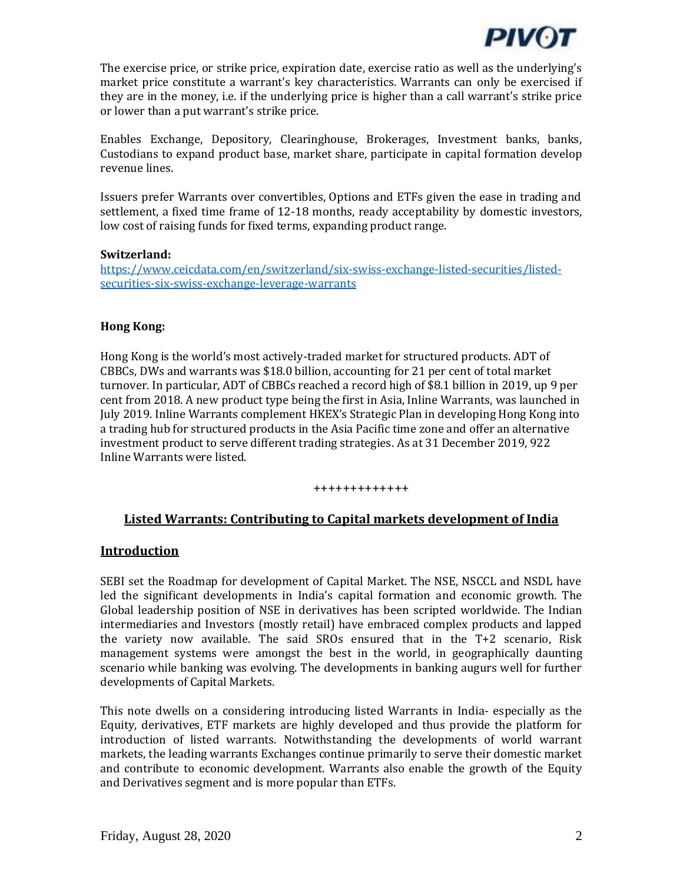The exercise price, or strike price, expiration date, exercise ratio as well as the underlying's market price constitute a warrant's key characteristics. Warrants can only be exercised if they are in the money, i.e. if the underlying price is higher than a call warrant's strike price or lower than a put warrant's strike price.

Enables Exchange, Depository, Clearinghouse, Brokerages, Investment banks, banks, Custodians to expand product base, market share, participate in capital formation develop revenue lines.

Issuers prefer Warrants over convertibles, Options and ETFs given the ease in trading and settlement, a fixed time frame of 12-18 months, ready acceptability by domestic investors, low cost of raising funds for fixed terms, expanding product range.

**Switzerland:**
https://www.ceicdata.com/en/switzerland/six-swiss-exchange-listed-securities/listed-securities-six-swiss-exchange-leverage-warrants

**Hong Kong:**

Hong Kong is the world's most actively-traded market for structured products. ADT of CBBCs, DWs and warrants was $18.0 billion, accounting for 21 per cent of total market turnover. In particular, ADT of CBBCs reached a record high of $8.1 billion in 2019, up 9 per cent from 2018. A new product type being the first in Asia, Inline Warrants, was launched in July 2019. Inline Warrants complement HKEX's Strategic Plan in developing Hong Kong into a trading hub for structured products in the Asia Pacific time zone and offer an alternative investment product to serve different trading strategies. As at 31 December 2019, 922 Inline Warrants were listed.

+++++++++++++

## Listed Warrants: Contributing to Capital markets development of India

### Introduction

SEBI set the Roadmap for development of Capital Market. The NSE, NSCCL and NSDL have led the significant developments in India's capital formation and economic growth. The Global leadership position of NSE in derivatives has been scripted worldwide. The Indian intermediaries and Investors (mostly retail) have embraced complex products and lapped the variety now available. The said SROs ensured that in the T+2 scenario, Risk management systems were amongst the best in the world, in geographically daunting scenario while banking was evolving. The developments in banking augurs well for further developments of Capital Markets.

This note dwells on a considering introducing listed Warrants in India- especially as the Equity, derivatives, ETF markets are highly developed and thus provide the platform for introduction of listed warrants. Notwithstanding the developments of world warrant markets, the leading warrants Exchanges continue primarily to serve their domestic market and contribute to economic development. Warrants also enable the growth of the Equity and Derivatives segment and is more popular than ETFs.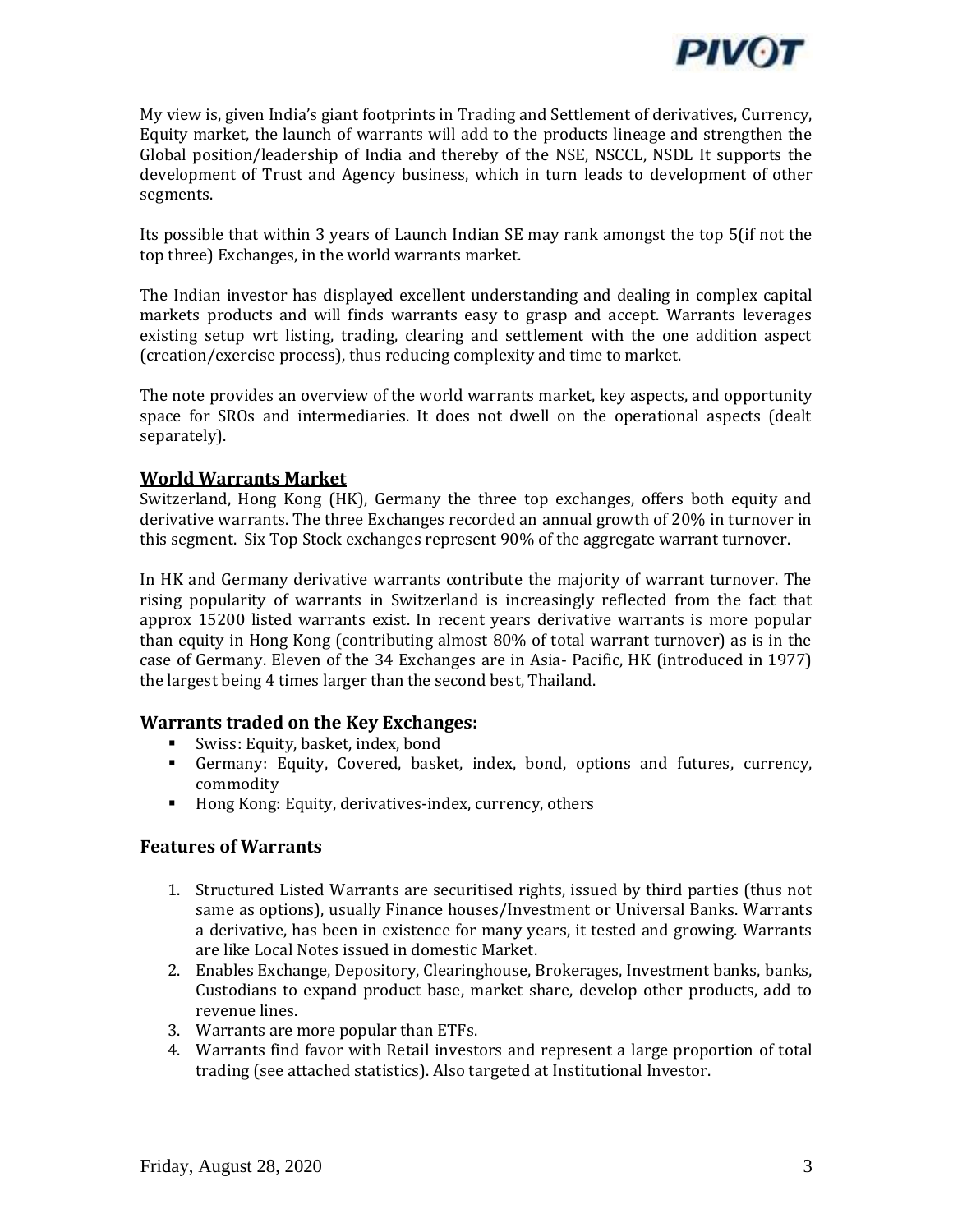My view is, given India's giant footprints in Trading and Settlement of derivatives, Currency, Equity market, the launch of warrants will add to the products lineage and strengthen the Global position/leadership of India and thereby of the NSE, NSCCL, NSDL It supports the development of Trust and Agency business, which in turn leads to development of other segments.

Its possible that within 3 years of Launch Indian SE may rank amongst the top 5(if not the top three) Exchanges, in the world warrants market.

The Indian investor has displayed excellent understanding and dealing in complex capital markets products and will finds warrants easy to grasp and accept. Warrants leverages existing setup wrt listing, trading, clearing and settlement with the one addition aspect (creation/exercise process), thus reducing complexity and time to market.

The note provides an overview of the world warrants market, key aspects, and opportunity space for SROs and intermediaries. It does not dwell on the operational aspects (dealt separately).

## World Warrants Market

Switzerland, Hong Kong (HK), Germany the three top exchanges, offers both equity and derivative warrants. The three Exchanges recorded an annual growth of 20% in turnover in this segment. Six Top Stock exchanges represent 90% of the aggregate warrant turnover.

In HK and Germany derivative warrants contribute the majority of warrant turnover. The rising popularity of warrants in Switzerland is increasingly reflected from the fact that approx 15200 listed warrants exist. In recent years derivative warrants is more popular than equity in Hong Kong (contributing almost 80% of total warrant turnover) as is in the case of Germany. Eleven of the 34 Exchanges are in Asia- Pacific, HK (introduced in 1977) the largest being 4 times larger than the second best, Thailand.

### Warrants traded on the Key Exchanges:

- Swiss: Equity, basket, index, bond
- Germany: Equity, Covered, basket, index, bond, options and futures, currency, commodity
- Hong Kong: Equity, derivatives-index, currency, others

### Features of Warrants

1. Structured Listed Warrants are securitised rights, issued by third parties (thus not same as options), usually Finance houses/Investment or Universal Banks. Warrants a derivative, has been in existence for many years, it tested and growing. Warrants are like Local Notes issued in domestic Market.
2. Enables Exchange, Depository, Clearinghouse, Brokerages, Investment banks, banks, Custodians to expand product base, market share, develop other products, add to revenue lines.
3. Warrants are more popular than ETFs.
4. Warrants find favor with Retail investors and represent a large proportion of total trading (see attached statistics). Also targeted at Institutional Investor.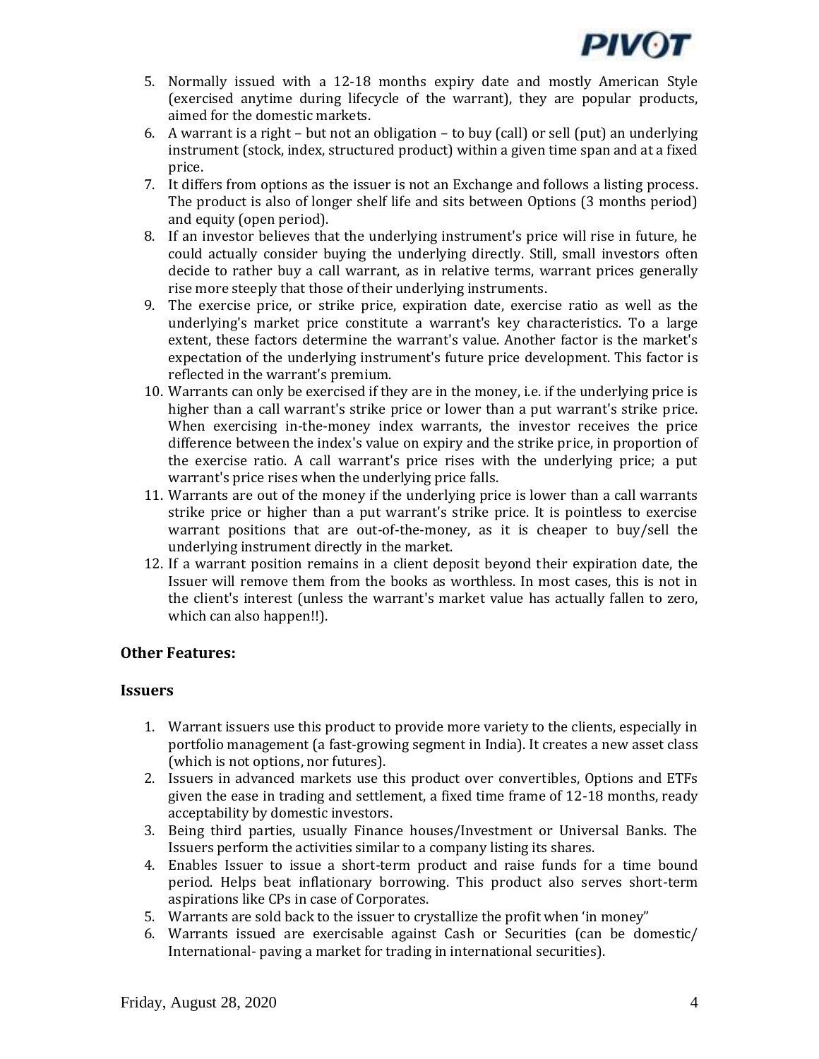5. Normally issued with a 12-18 months expiry date and mostly American Style (exercised anytime during lifecycle of the warrant), they are popular products, aimed for the domestic markets.
6. A warrant is a right – but not an obligation – to buy (call) or sell (put) an underlying instrument (stock, index, structured product) within a given time span and at a fixed price.
7. It differs from options as the issuer is not an Exchange and follows a listing process. The product is also of longer shelf life and sits between Options (3 months period) and equity (open period).
8. If an investor believes that the underlying instrument's price will rise in future, he could actually consider buying the underlying directly. Still, small investors often decide to rather buy a call warrant, as in relative terms, warrant prices generally rise more steeply that those of their underlying instruments.
9. The exercise price, or strike price, expiration date, exercise ratio as well as the underlying's market price constitute a warrant's key characteristics. To a large extent, these factors determine the warrant's value. Another factor is the market's expectation of the underlying instrument's future price development. This factor is reflected in the warrant's premium.
10. Warrants can only be exercised if they are in the money, i.e. if the underlying price is higher than a call warrant's strike price or lower than a put warrant's strike price. When exercising in-the-money index warrants, the investor receives the price difference between the index's value on expiry and the strike price, in proportion of the exercise ratio. A call warrant's price rises with the underlying price; a put warrant's price rises when the underlying price falls.
11. Warrants are out of the money if the underlying price is lower than a call warrants strike price or higher than a put warrant's strike price. It is pointless to exercise warrant positions that are out-of-the-money, as it is cheaper to buy/sell the underlying instrument directly in the market.
12. If a warrant position remains in a client deposit beyond their expiration date, the Issuer will remove them from the books as worthless. In most cases, this is not in the client's interest (unless the warrant's market value has actually fallen to zero, which can also happen!!).

### Other Features:

### Issuers

1. Warrant issuers use this product to provide more variety to the clients, especially in portfolio management (a fast-growing segment in India). It creates a new asset class (which is not options, nor futures).
2. Issuers in advanced markets use this product over convertibles, Options and ETFs given the ease in trading and settlement, a fixed time frame of 12-18 months, ready acceptability by domestic investors.
3. Being third parties, usually Finance houses/Investment or Universal Banks. The Issuers perform the activities similar to a company listing its shares.
4. Enables Issuer to issue a short-term product and raise funds for a time bound period. Helps beat inflationary borrowing. This product also serves short-term aspirations like CPs in case of Corporates.
5. Warrants are sold back to the issuer to crystallize the profit when 'in money"
6. Warrants issued are exercisable against Cash or Securities (can be domestic/ International- paving a market for trading in international securities).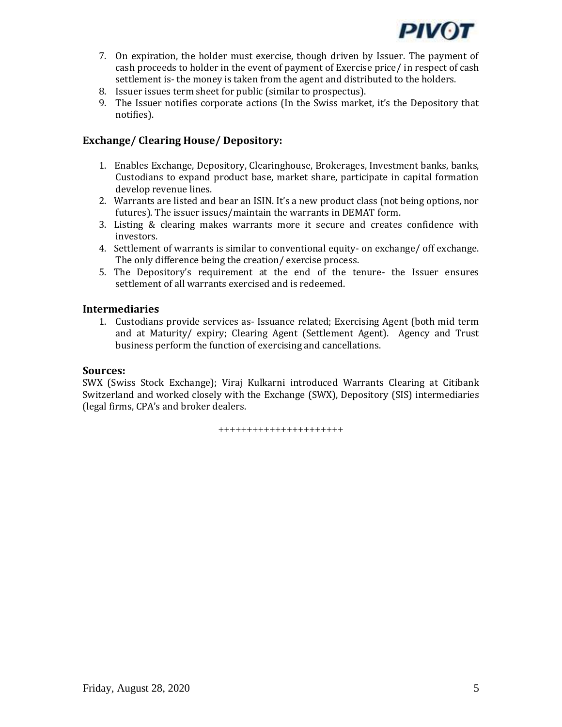7. On expiration, the holder must exercise, though driven by Issuer. The payment of cash proceeds to holder in the event of payment of Exercise price/ in respect of cash settlement is- the money is taken from the agent and distributed to the holders.
8. Issuer issues term sheet for public (similar to prospectus).
9. The Issuer notifies corporate actions (In the Swiss market, it's the Depository that notifies).

## Exchange/ Clearing House/ Depository:

1. Enables Exchange, Depository, Clearinghouse, Brokerages, Investment banks, banks, Custodians to expand product base, market share, participate in capital formation develop revenue lines.
2. Warrants are listed and bear an ISIN. It's a new product class (not being options, nor futures). The issuer issues/maintain the warrants in DEMAT form.
3. Listing & clearing makes warrants more it secure and creates confidence with investors.
4. Settlement of warrants is similar to conventional equity- on exchange/ off exchange. The only difference being the creation/ exercise process.
5. The Depository's requirement at the end of the tenure- the Issuer ensures settlement of all warrants exercised and is redeemed.

## Intermediaries

1. Custodians provide services as- Issuance related; Exercising Agent (both mid term and at Maturity/ expiry; Clearing Agent (Settlement Agent). Agency and Trust business perform the function of exercising and cancellations.

## Sources:

SWX (Swiss Stock Exchange); Viraj Kulkarni introduced Warrants Clearing at Citibank Switzerland and worked closely with the Exchange (SWX), Depository (SIS) intermediaries (legal firms, CPA's and broker dealers.

++++++++++++++++++++++